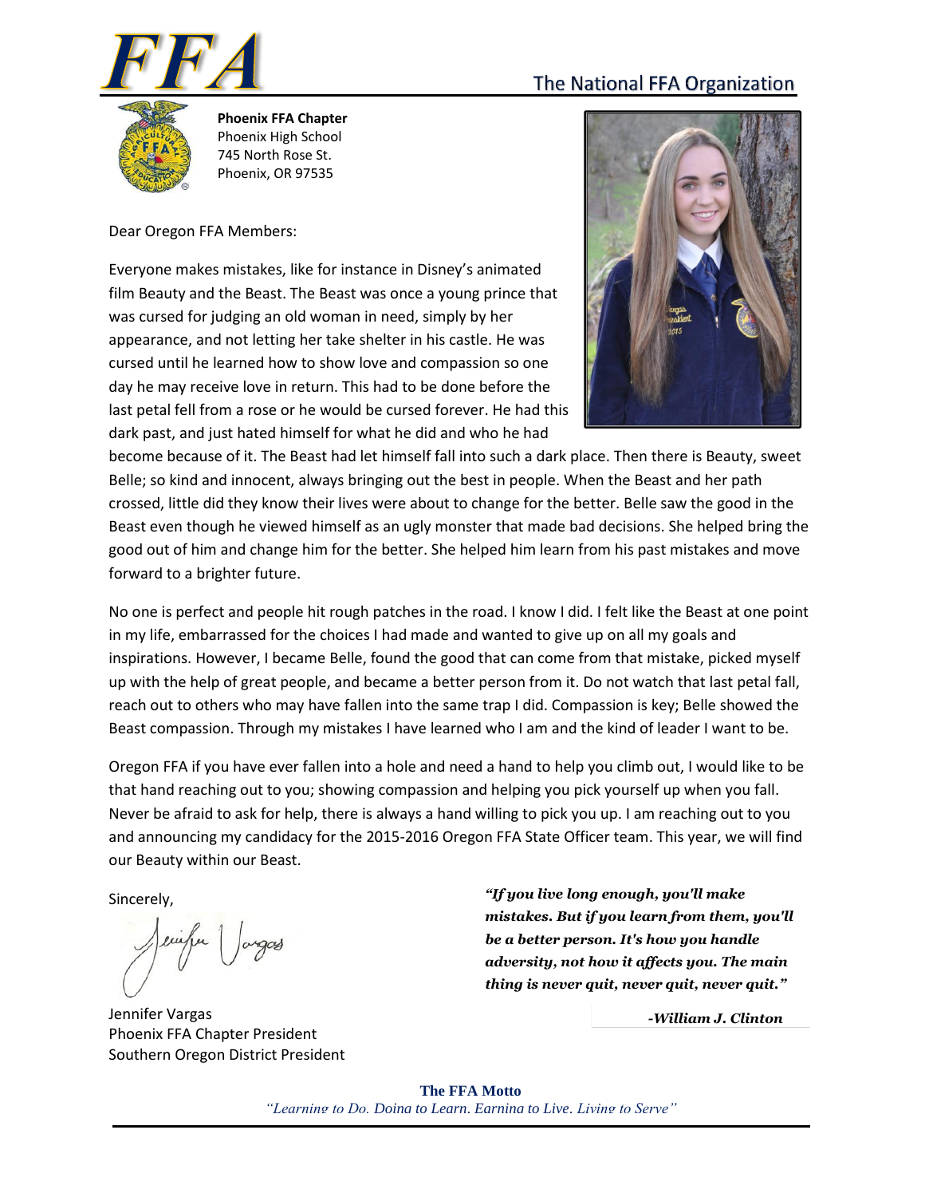# FFA

## The National FFA Organization

**Phoenix FFA Chapter**
Phoenix High School
745 North Rose St.
Phoenix, OR 97535

Dear Oregon FFA Members:

Everyone makes mistakes, like for instance in Disney's animated film Beauty and the Beast. The Beast was once a young prince that was cursed for judging an old woman in need, simply by her appearance, and not letting her take shelter in his castle. He was cursed until he learned how to show love and compassion so one day he may receive love in return. This had to be done before the last petal fell from a rose or he would be cursed forever. He had this dark past, and just hated himself for what he did and who he had become because of it. The Beast had let himself fall into such a dark place. Then there is Beauty, sweet Belle; so kind and innocent, always bringing out the best in people. When the Beast and her path crossed, little did they know their lives were about to change for the better. Belle saw the good in the Beast even though he viewed himself as an ugly monster that made bad decisions. She helped bring the good out of him and change him for the better. She helped him learn from his past mistakes and move forward to a brighter future.

No one is perfect and people hit rough patches in the road. I know I did. I felt like the Beast at one point in my life, embarrassed for the choices I had made and wanted to give up on all my goals and inspirations. However, I became Belle, found the good that can come from that mistake, picked myself up with the help of great people, and became a better person from it. Do not watch that last petal fall, reach out to others who may have fallen into the same trap I did. Compassion is key; Belle showed the Beast compassion. Through my mistakes I have learned who I am and the kind of leader I want to be.

Oregon FFA if you have ever fallen into a hole and need a hand to help you climb out, I would like to be that hand reaching out to you; showing compassion and helping you pick yourself up when you fall. Never be afraid to ask for help, there is always a hand willing to pick you up. I am reaching out to you and announcing my candidacy for the 2015-2016 Oregon FFA State Officer team. This year, we will find our Beauty within our Beast.

Sincerely,

Jennifer Vargas
Phoenix FFA Chapter President
Southern Oregon District President

***"If you live long enough, you'll make mistakes. But if you learn from them, you'll be a better person. It's how you handle adversity, not how it affects you. The main thing is never quit, never quit, never quit."***

***-William J. Clinton***

**The FFA Motto**
*"Learning to Do, Doing to Learn, Earning to Live, Living to Serve"*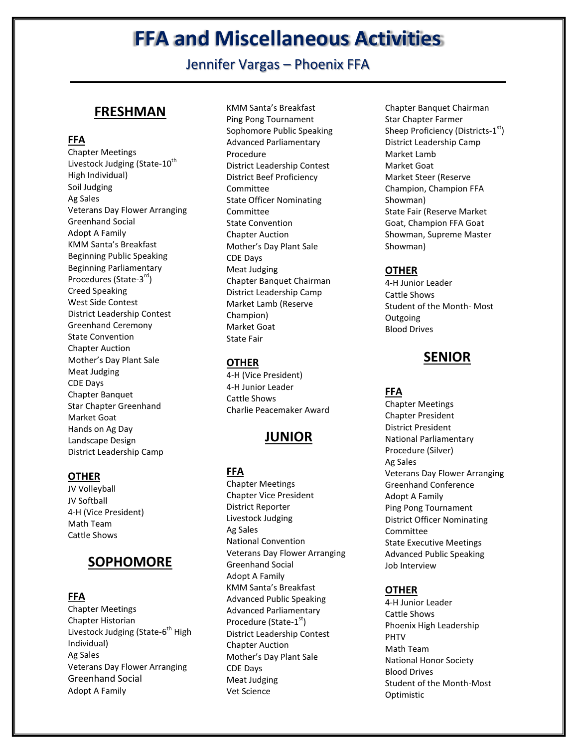# FFA and Miscellaneous Activities

## Jennifer Vargas – Phoenix FFA

## FRESHMAN

### FFA

Chapter Meetings
Livestock Judging (State-10th High Individual)
Soil Judging
Ag Sales
Veterans Day Flower Arranging
Greenhand Social
Adopt A Family
KMM Santa's Breakfast
Beginning Public Speaking
Beginning Parliamentary Procedures (State-3rd)
Creed Speaking
West Side Contest
District Leadership Contest
Greenhand Ceremony
State Convention
Chapter Auction
Mother's Day Plant Sale
Meat Judging
CDE Days
Chapter Banquet
Star Chapter Greenhand
Market Goat
Hands on Ag Day
Landscape Design
District Leadership Camp

### OTHER

JV Volleyball
JV Softball
4-H (Vice President)
Math Team
Cattle Shows

## SOPHOMORE

### FFA

Chapter Meetings
Chapter Historian
Livestock Judging (State-6th High Individual)
Ag Sales
Veterans Day Flower Arranging
Greenhand Social
Adopt A Family
KMM Santa's Breakfast
Ping Pong Tournament
Sophomore Public Speaking
Advanced Parliamentary Procedure
District Leadership Contest
District Beef Proficiency Committee
State Officer Nominating Committee
State Convention
Chapter Auction
Mother's Day Plant Sale
CDE Days
Meat Judging
Chapter Banquet Chairman
District Leadership Camp
Market Lamb (Reserve Champion)
Market Goat
State Fair

### OTHER

4-H (Vice President)
4-H Junior Leader
Cattle Shows
Charlie Peacemaker Award

## JUNIOR

### FFA

Chapter Meetings
Chapter Vice President
District Reporter
Livestock Judging
Ag Sales
National Convention
Veterans Day Flower Arranging
Greenhand Social
Adopt A Family
KMM Santa's Breakfast
Advanced Public Speaking
Advanced Parliamentary Procedure (State-1st)
District Leadership Contest
Chapter Auction
Mother's Day Plant Sale
CDE Days
Meat Judging
Vet Science
Chapter Banquet Chairman
Star Chapter Farmer
Sheep Proficiency (Districts-1st)
District Leadership Camp
Market Lamb
Market Goat
Market Steer (Reserve Champion, Champion FFA Showman)
State Fair (Reserve Market Goat, Champion FFA Goat Showman, Supreme Master Showman)

### OTHER

4-H Junior Leader
Cattle Shows
Student of the Month- Most Outgoing
Blood Drives

## SENIOR

### FFA

Chapter Meetings
Chapter President
District President
National Parliamentary Procedure (Silver)
Ag Sales
Veterans Day Flower Arranging
Greenhand Conference
Adopt A Family
Ping Pong Tournament
District Officer Nominating Committee
State Executive Meetings
Advanced Public Speaking
Job Interview

### OTHER

4-H Junior Leader
Cattle Shows
Phoenix High Leadership
PHTV
Math Team
National Honor Society
Blood Drives
Student of the Month-Most Optimistic